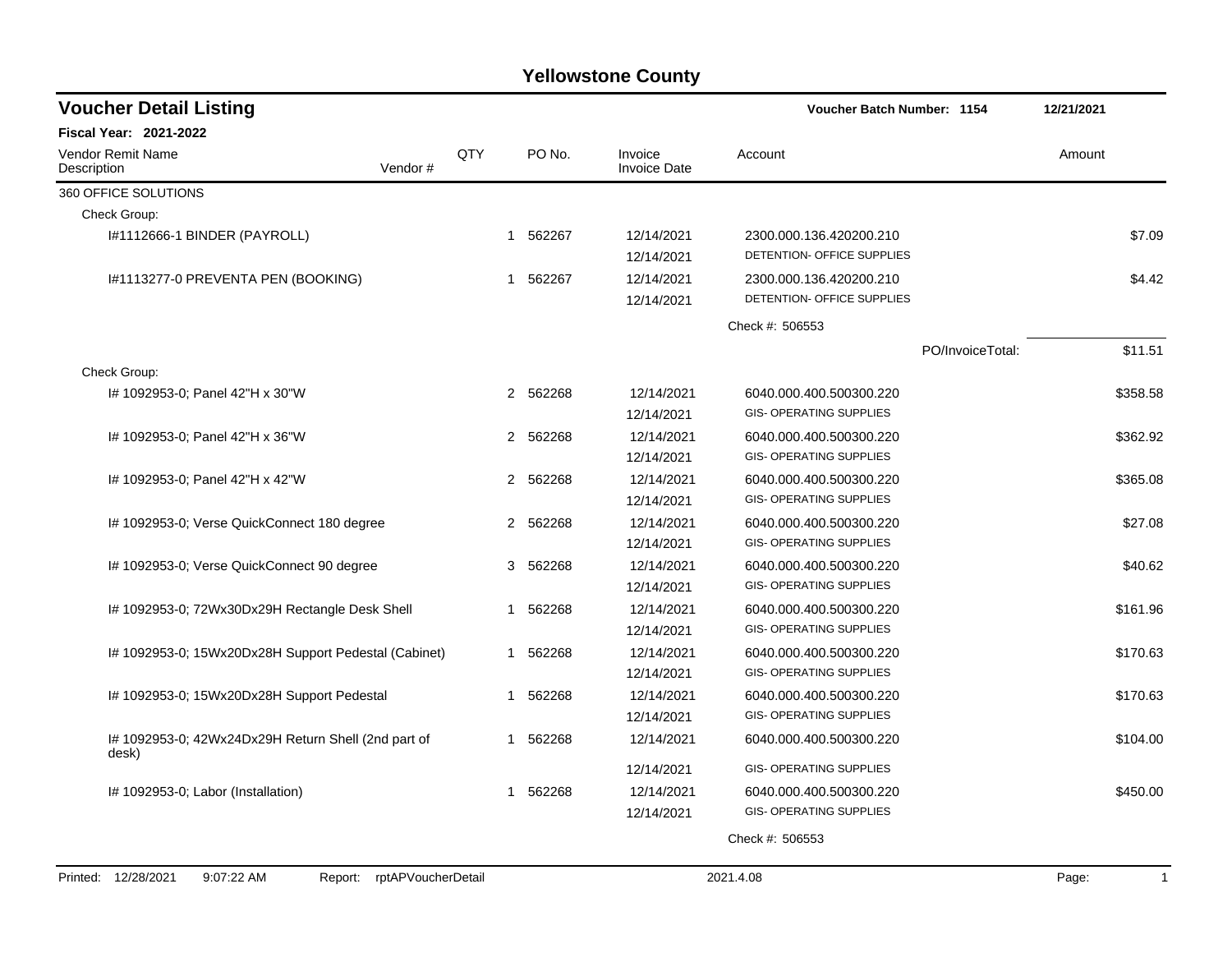# Yellowstone County

## Voucher Detail Listing

**Voucher Batch Number: 1154** 12/21/2021

**Fiscal Year: 2021-2022**

| Vendor Remit Name / Description | Vendor # | QTY | PO No. | Invoice / Invoice Date | Account | Amount |
|---|---|---|---|---|---|---|
| 360 OFFICE SOLUTIONS | | | | | | |
| Check Group: | | | | | | |
| I#1112666-1 BINDER (PAYROLL) | | 1 | 562267 | 12/14/2021<br>12/14/2021 | 2300.000.136.420200.210<br>DETENTION- OFFICE SUPPLIES | $7.09 |
| I#1113277-0 PREVENTA PEN (BOOKING) | | 1 | 562267 | 12/14/2021<br>12/14/2021 | 2300.000.136.420200.210<br>DETENTION- OFFICE SUPPLIES | $4.42 |
| | | | | | Check #: 506553 | |
| | | | | | PO/InvoiceTotal: | $11.51 |
| Check Group: | | | | | | |
| I# 1092953-0; Panel 42"H x 30"W | | 2 | 562268 | 12/14/2021<br>12/14/2021 | 6040.000.400.500300.220<br>GIS- OPERATING SUPPLIES | $358.58 |
| I# 1092953-0; Panel 42"H x 36"W | | 2 | 562268 | 12/14/2021<br>12/14/2021 | 6040.000.400.500300.220<br>GIS- OPERATING SUPPLIES | $362.92 |
| I# 1092953-0; Panel 42"H x 42"W | | 2 | 562268 | 12/14/2021<br>12/14/2021 | 6040.000.400.500300.220<br>GIS- OPERATING SUPPLIES | $365.08 |
| I# 1092953-0; Verse QuickConnect 180 degree | | 2 | 562268 | 12/14/2021<br>12/14/2021 | 6040.000.400.500300.220<br>GIS- OPERATING SUPPLIES | $27.08 |
| I# 1092953-0; Verse QuickConnect 90 degree | | 3 | 562268 | 12/14/2021<br>12/14/2021 | 6040.000.400.500300.220<br>GIS- OPERATING SUPPLIES | $40.62 |
| I# 1092953-0; 72Wx30Dx29H Rectangle Desk Shell | | 1 | 562268 | 12/14/2021<br>12/14/2021 | 6040.000.400.500300.220<br>GIS- OPERATING SUPPLIES | $161.96 |
| I# 1092953-0; 15Wx20Dx28H Support Pedestal (Cabinet) | | 1 | 562268 | 12/14/2021<br>12/14/2021 | 6040.000.400.500300.220<br>GIS- OPERATING SUPPLIES | $170.63 |
| I# 1092953-0; 15Wx20Dx28H Support Pedestal | | 1 | 562268 | 12/14/2021<br>12/14/2021 | 6040.000.400.500300.220<br>GIS- OPERATING SUPPLIES | $170.63 |
| I# 1092953-0; 42Wx24Dx29H Return Shell (2nd part of desk) | | 1 | 562268 | 12/14/2021<br>12/14/2021 | 6040.000.400.500300.220<br>GIS- OPERATING SUPPLIES | $104.00 |
| I# 1092953-0; Labor (Installation) | | 1 | 562268 | 12/14/2021<br>12/14/2021 | 6040.000.400.500300.220<br>GIS- OPERATING SUPPLIES | $450.00 |
| | | | | | Check #: 506553 | |

Printed: 12/28/2021 9:07:22 AM Report: rptAPVoucherDetail 2021.4.08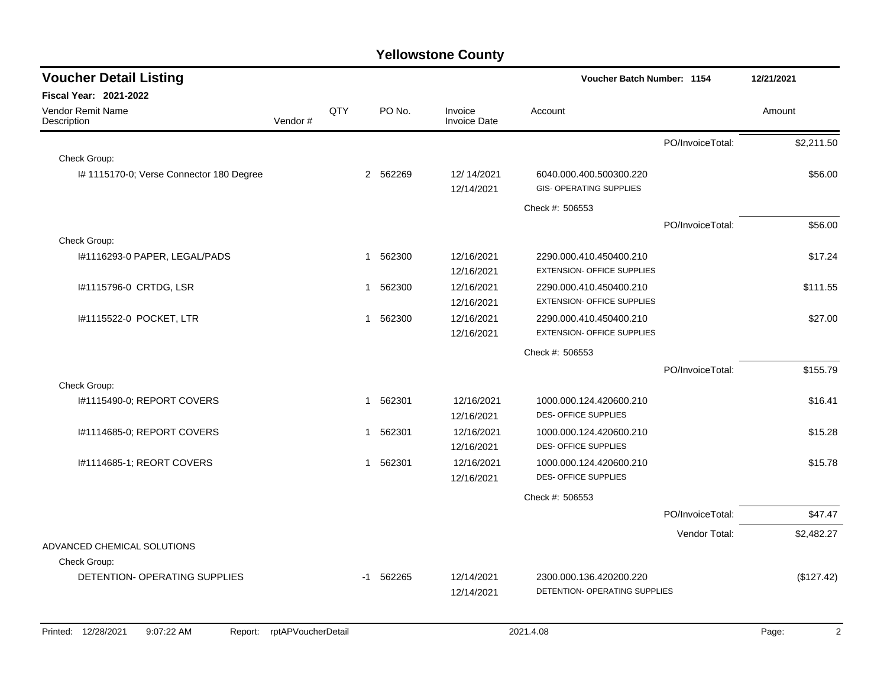# Yellowstone County

## Voucher Detail Listing

**Voucher Batch Number: 1154** 12/21/2021

**Fiscal Year: 2021-2022**

| Vendor Remit Name / Description | Vendor # | QTY | PO No. | Invoice / Invoice Date | Account | | Amount |
|---|---|---|---|---|---|---|---|
| | | | | | | PO/InvoiceTotal: | $2,211.50 |
| Check Group: | | | | | | | |
| I# 1115170-0; Verse Connector 180 Degree | | 2 | 562269 | 12/ 14/2021<br>12/14/2021 | 6040.000.400.500300.220<br>GIS- OPERATING SUPPLIES | | $56.00 |
| | | | | | Check #: 506553 | | |
| | | | | | | PO/InvoiceTotal: | $56.00 |
| Check Group: | | | | | | | |
| I#1116293-0 PAPER, LEGAL/PADS | | 1 | 562300 | 12/16/2021<br>12/16/2021 | 2290.000.410.450400.210<br>EXTENSION- OFFICE SUPPLIES | | $17.24 |
| I#1115796-0 CRTDG, LSR | | 1 | 562300 | 12/16/2021<br>12/16/2021 | 2290.000.410.450400.210<br>EXTENSION- OFFICE SUPPLIES | | $111.55 |
| I#1115522-0 POCKET, LTR | | 1 | 562300 | 12/16/2021<br>12/16/2021 | 2290.000.410.450400.210<br>EXTENSION- OFFICE SUPPLIES | | $27.00 |
| | | | | | Check #: 506553 | | |
| | | | | | | PO/InvoiceTotal: | $155.79 |
| Check Group: | | | | | | | |
| I#1115490-0; REPORT COVERS | | 1 | 562301 | 12/16/2021<br>12/16/2021 | 1000.000.124.420600.210<br>DES- OFFICE SUPPLIES | | $16.41 |
| I#1114685-0; REPORT COVERS | | 1 | 562301 | 12/16/2021<br>12/16/2021 | 1000.000.124.420600.210<br>DES- OFFICE SUPPLIES | | $15.28 |
| I#1114685-1; REORT COVERS | | 1 | 562301 | 12/16/2021<br>12/16/2021 | 1000.000.124.420600.210<br>DES- OFFICE SUPPLIES | | $15.78 |
| | | | | | Check #: 506553 | | |
| | | | | | | PO/InvoiceTotal: | $47.47 |
| | | | | | | Vendor Total: | $2,482.27 |
| ADVANCED CHEMICAL SOLUTIONS | | | | | | | |
| Check Group: | | | | | | | |
| DETENTION- OPERATING SUPPLIES | | -1 | 562265 | 12/14/2021<br>12/14/2021 | 2300.000.136.420200.220<br>DETENTION- OPERATING SUPPLIES | | ($127.42) |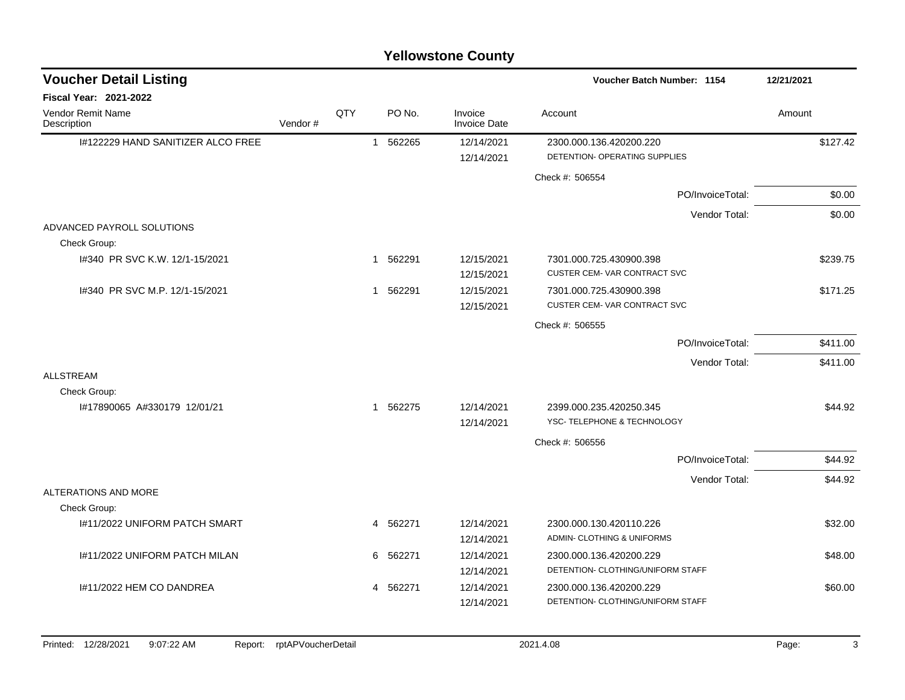# Yellowstone County

## Voucher Detail Listing

**Voucher Batch Number: 1154** 12/21/2021

**Fiscal Year: 2021-2022**

| Vendor Remit Name / Description | Vendor # | QTY | PO No. | Invoice / Invoice Date | Account | Amount |
|---|---|---|---|---|---|---|
| I#122229 HAND SANITIZER ALCO FREE | | 1 | 562265 | 12/14/2021 / 12/14/2021 | 2300.000.136.420200.220 DETENTION- OPERATING SUPPLIES | $127.42 |
| | | | | | Check #: 506554 | |
| | | | | | PO/InvoiceTotal: | $0.00 |
| | | | | | Vendor Total: | $0.00 |
| ADVANCED PAYROLL SOLUTIONS | | | | | | |
| Check Group: | | | | | | |
| I#340 PR SVC K.W. 12/1-15/2021 | | 1 | 562291 | 12/15/2021 / 12/15/2021 | 7301.000.725.430900.398 CUSTER CEM- VAR CONTRACT SVC | $239.75 |
| I#340 PR SVC M.P. 12/1-15/2021 | | 1 | 562291 | 12/15/2021 / 12/15/2021 | 7301.000.725.430900.398 CUSTER CEM- VAR CONTRACT SVC | $171.25 |
| | | | | | Check #: 506555 | |
| | | | | | PO/InvoiceTotal: | $411.00 |
| | | | | | Vendor Total: | $411.00 |
| ALLSTREAM | | | | | | |
| Check Group: | | | | | | |
| I#17890065 A#330179 12/01/21 | | 1 | 562275 | 12/14/2021 / 12/14/2021 | 2399.000.235.420250.345 YSC- TELEPHONE & TECHNOLOGY | $44.92 |
| | | | | | Check #: 506556 | |
| | | | | | PO/InvoiceTotal: | $44.92 |
| | | | | | Vendor Total: | $44.92 |
| ALTERATIONS AND MORE | | | | | | |
| Check Group: | | | | | | |
| I#11/2022 UNIFORM PATCH SMART | | 4 | 562271 | 12/14/2021 / 12/14/2021 | 2300.000.130.420110.226 ADMIN- CLOTHING & UNIFORMS | $32.00 |
| I#11/2022 UNIFORM PATCH MILAN | | 6 | 562271 | 12/14/2021 / 12/14/2021 | 2300.000.136.420200.229 DETENTION- CLOTHING/UNIFORM STAFF | $48.00 |
| I#11/2022 HEM CO DANDREA | | 4 | 562271 | 12/14/2021 / 12/14/2021 | 2300.000.136.420200.229 DETENTION- CLOTHING/UNIFORM STAFF | $60.00 |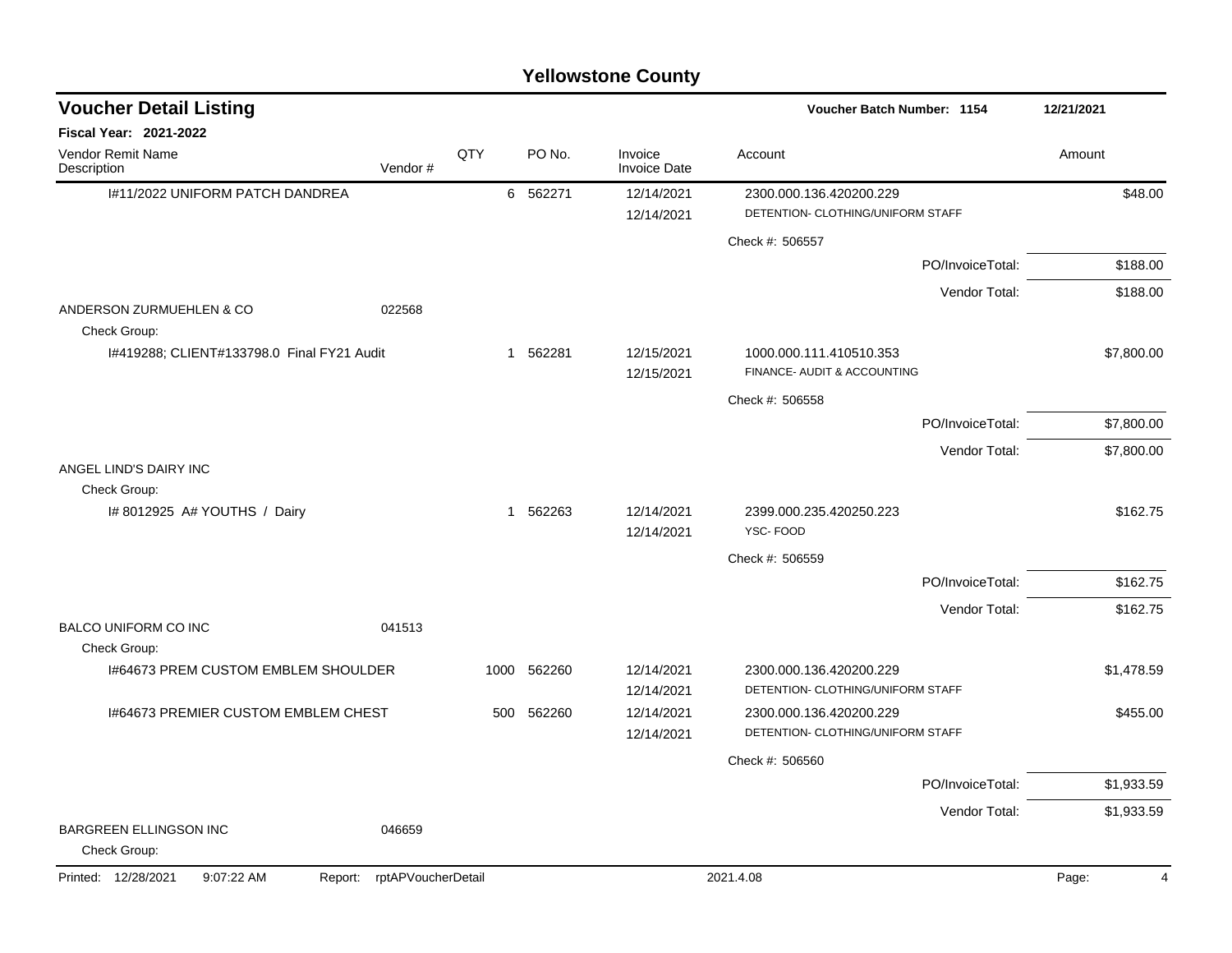# Yellowstone County

## Voucher Detail Listing

**Voucher Batch Number: 1154** | 12/21/2021

**Fiscal Year: 2021-2022**

| Vendor Remit Name / Description | Vendor # | QTY | PO No. | Invoice / Invoice Date | Account | Amount |
|---|---|---|---|---|---|---|
| I#11/2022 UNIFORM PATCH DANDREA | | 6 | 562271 | 12/14/2021<br>12/14/2021 | 2300.000.136.420200.229<br>DETENTION- CLOTHING/UNIFORM STAFF | $48.00 |
| | | | | | Check #: 506557 | |
| | | | | | PO/InvoiceTotal: | $188.00 |
| | | | | | Vendor Total: | $188.00 |
| ANDERSON ZURMUEHLEN & CO | 022568 | | | | | |
| Check Group: | | | | | | |
| I#419288; CLIENT#133798.0 Final FY21 Audit | | 1 | 562281 | 12/15/2021<br>12/15/2021 | 1000.000.111.410510.353<br>FINANCE- AUDIT & ACCOUNTING | $7,800.00 |
| | | | | | Check #: 506558 | |
| | | | | | PO/InvoiceTotal: | $7,800.00 |
| | | | | | Vendor Total: | $7,800.00 |
| ANGEL LIND'S DAIRY INC | | | | | | |
| Check Group: | | | | | | |
| I# 8012925 A# YOUTHS / Dairy | | 1 | 562263 | 12/14/2021<br>12/14/2021 | 2399.000.235.420250.223<br>YSC- FOOD | $162.75 |
| | | | | | Check #: 506559 | |
| | | | | | PO/InvoiceTotal: | $162.75 |
| | | | | | Vendor Total: | $162.75 |
| BALCO UNIFORM CO INC | 041513 | | | | | |
| Check Group: | | | | | | |
| I#64673 PREM CUSTOM EMBLEM SHOULDER | | 1000 | 562260 | 12/14/2021<br>12/14/2021 | 2300.000.136.420200.229<br>DETENTION- CLOTHING/UNIFORM STAFF | $1,478.59 |
| I#64673 PREMIER CUSTOM EMBLEM CHEST | | 500 | 562260 | 12/14/2021<br>12/14/2021 | 2300.000.136.420200.229<br>DETENTION- CLOTHING/UNIFORM STAFF | $455.00 |
| | | | | | Check #: 506560 | |
| | | | | | PO/InvoiceTotal: | $1,933.59 |
| | | | | | Vendor Total: | $1,933.59 |
| BARGREEN ELLINGSON INC | 046659 | | | | | |
| Check Group: | | | | | | |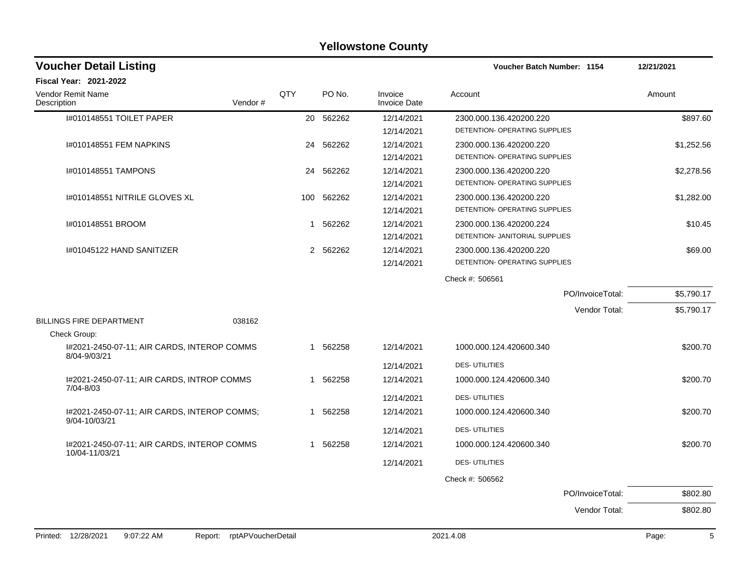# Yellowstone County

## Voucher Detail Listing

**Voucher Batch Number: 1154** — 12/21/2021

**Fiscal Year: 2021-2022**

| Vendor Remit Name / Description | Vendor # | QTY | PO No. | Invoice / Invoice Date | Account | Amount |
|---|---|---|---|---|---|---|
| I#010148551 TOILET PAPER | | 20 | 562262 | 12/14/2021 | 2300.000.136.420200.220 | $897.60 |
| | | | | 12/14/2021 | DETENTION- OPERATING SUPPLIES | |
| I#010148551 FEM NAPKINS | | 24 | 562262 | 12/14/2021 | 2300.000.136.420200.220 | $1,252.56 |
| | | | | 12/14/2021 | DETENTION- OPERATING SUPPLIES | |
| I#010148551 TAMPONS | | 24 | 562262 | 12/14/2021 | 2300.000.136.420200.220 | $2,278.56 |
| | | | | 12/14/2021 | DETENTION- OPERATING SUPPLIES | |
| I#010148551 NITRILE GLOVES XL | | 100 | 562262 | 12/14/2021 | 2300.000.136.420200.220 | $1,282.00 |
| | | | | 12/14/2021 | DETENTION- OPERATING SUPPLIES | |
| I#010148551 BROOM | | 1 | 562262 | 12/14/2021 | 2300.000.136.420200.224 | $10.45 |
| | | | | 12/14/2021 | DETENTION- JANITORIAL SUPPLIES | |
| I#01045122 HAND SANITIZER | | 2 | 562262 | 12/14/2021 | 2300.000.136.420200.220 | $69.00 |
| | | | | 12/14/2021 | DETENTION- OPERATING SUPPLIES | |
| | | | | | Check #: 506561 | |
| | | | | | PO/InvoiceTotal: | $5,790.17 |
| | | | | | Vendor Total: | $5,790.17 |
| BILLINGS FIRE DEPARTMENT | 038162 | | | | | |
| Check Group: | | | | | | |
| I#2021-2450-07-11; AIR CARDS, INTEROP COMMS 8/04-9/03/21 | | 1 | 562258 | 12/14/2021 | 1000.000.124.420600.340 | $200.70 |
| | | | | 12/14/2021 | DES- UTILITIES | |
| I#2021-2450-07-11; AIR CARDS, INTROP COMMS 7/04-8/03 | | 1 | 562258 | 12/14/2021 | 1000.000.124.420600.340 | $200.70 |
| | | | | 12/14/2021 | DES- UTILITIES | |
| I#2021-2450-07-11; AIR CARDS, INTEROP COMMS; 9/04-10/03/21 | | 1 | 562258 | 12/14/2021 | 1000.000.124.420600.340 | $200.70 |
| | | | | 12/14/2021 | DES- UTILITIES | |
| I#2021-2450-07-11; AIR CARDS, INTEROP COMMS 10/04-11/03/21 | | 1 | 562258 | 12/14/2021 | 1000.000.124.420600.340 | $200.70 |
| | | | | 12/14/2021 | DES- UTILITIES | |
| | | | | | Check #: 506562 | |
| | | | | | PO/InvoiceTotal: | $802.80 |
| | | | | | Vendor Total: | $802.80 |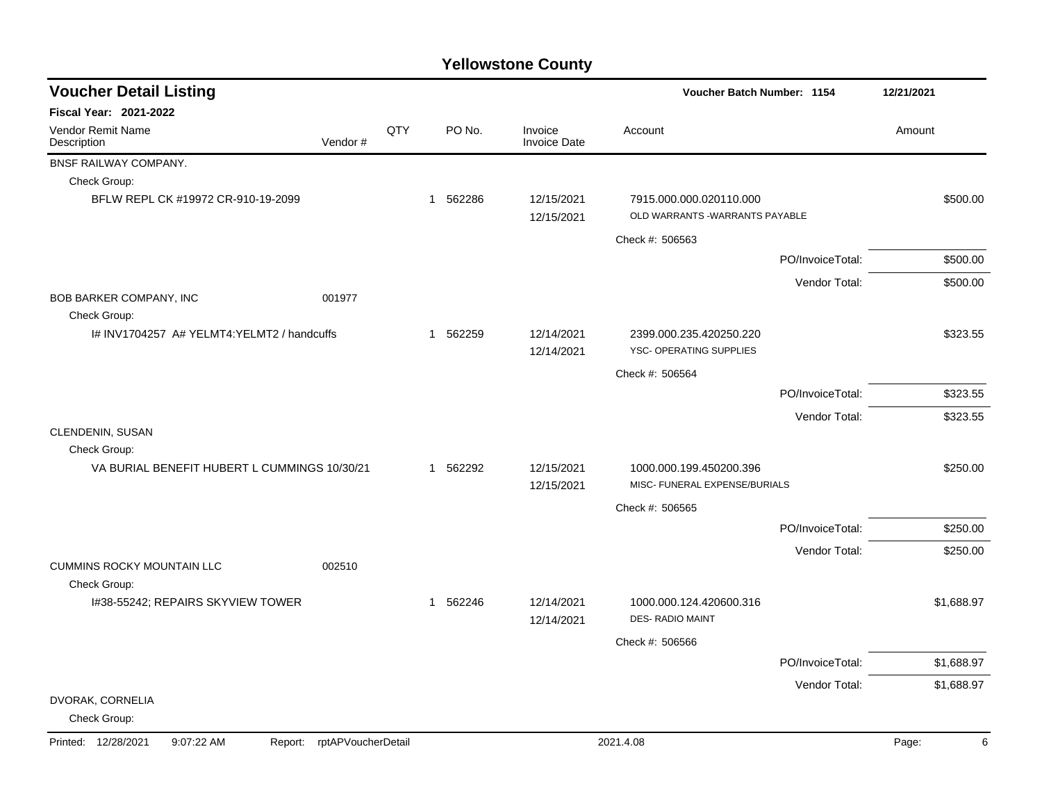# Yellowstone County

## Voucher Detail Listing

**Voucher Batch Number: 1154** | **12/21/2021**

**Fiscal Year: 2021-2022**

| Vendor Remit Name / Description | Vendor # | QTY | PO No. | Invoice / Invoice Date | Account | Amount |
|---|---|---|---|---|---|---|
| BNSF RAILWAY COMPANY. | | | | | | |
| Check Group: | | | | | | |
| BFLW REPL CK #19972 CR-910-19-2099 | | 1 | 562286 | 12/15/2021<br>12/15/2021 | 7915.000.000.020110.000<br>OLD WARRANTS -WARRANTS PAYABLE | $500.00 |
| | | | | | Check #: 506563 | |
| | | | | | PO/InvoiceTotal: | $500.00 |
| | | | | | Vendor Total: | $500.00 |
| BOB BARKER COMPANY, INC | 001977 | | | | | |
| Check Group: | | | | | | |
| I# INV1704257 A# YELMT4:YELMT2 / handcuffs | | 1 | 562259 | 12/14/2021<br>12/14/2021 | 2399.000.235.420250.220<br>YSC- OPERATING SUPPLIES | $323.55 |
| | | | | | Check #: 506564 | |
| | | | | | PO/InvoiceTotal: | $323.55 |
| | | | | | Vendor Total: | $323.55 |
| CLENDENIN, SUSAN | | | | | | |
| Check Group: | | | | | | |
| VA BURIAL BENEFIT HUBERT L CUMMINGS 10/30/21 | | 1 | 562292 | 12/15/2021<br>12/15/2021 | 1000.000.199.450200.396<br>MISC- FUNERAL EXPENSE/BURIALS | $250.00 |
| | | | | | Check #: 506565 | |
| | | | | | PO/InvoiceTotal: | $250.00 |
| | | | | | Vendor Total: | $250.00 |
| CUMMINS ROCKY MOUNTAIN LLC | 002510 | | | | | |
| Check Group: | | | | | | |
| I#38-55242; REPAIRS SKYVIEW TOWER | | 1 | 562246 | 12/14/2021<br>12/14/2021 | 1000.000.124.420600.316<br>DES- RADIO MAINT | $1,688.97 |
| | | | | | Check #: 506566 | |
| | | | | | PO/InvoiceTotal: | $1,688.97 |
| | | | | | Vendor Total: | $1,688.97 |
| DVORAK, CORNELIA | | | | | | |
| Check Group: | | | | | | |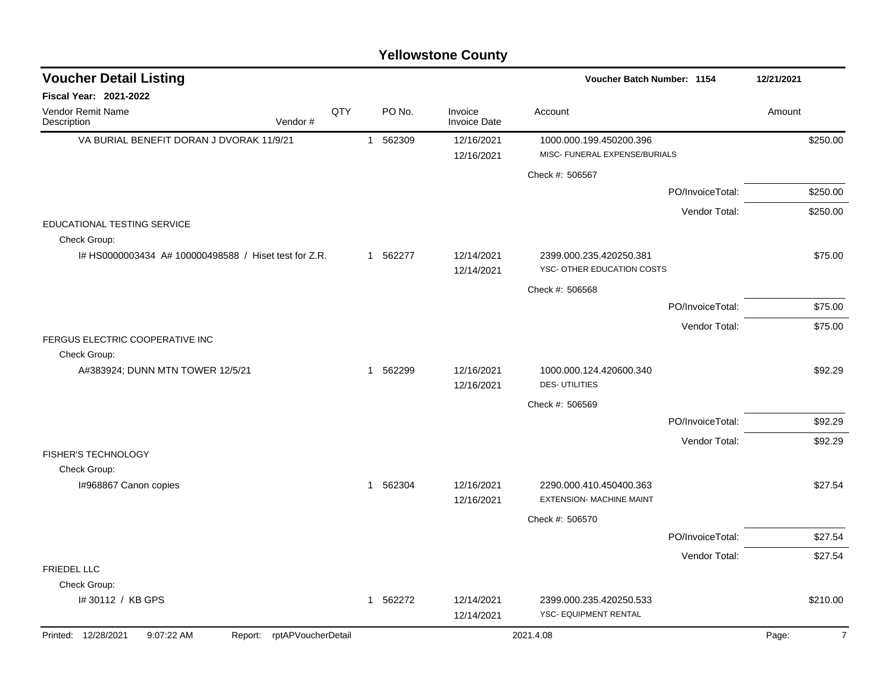# Yellowstone County

## Voucher Detail Listing

**Voucher Batch Number: 1154** — 12/21/2021

**Fiscal Year: 2021-2022**

| Vendor Remit Name / Description | Vendor # | QTY | PO No. | Invoice / Invoice Date | Account | Amount |
|---|---|---|---|---|---|---|
| VA BURIAL BENEFIT DORAN J DVORAK 11/9/21 | | 1 | 562309 | 12/16/2021 / 12/16/2021 | 1000.000.199.450200.396 MISC- FUNERAL EXPENSE/BURIALS | $250.00 |
| | | | | | Check #: 506567 | |
| | | | | | PO/InvoiceTotal: | $250.00 |
| | | | | | Vendor Total: | $250.00 |
| **EDUCATIONAL TESTING SERVICE** | | | | | | |
| Check Group: | | | | | | |
| I# HS0000003434 A# 100000498588 / Hiset test for Z.R. | | 1 | 562277 | 12/14/2021 / 12/14/2021 | 2399.000.235.420250.381 YSC- OTHER EDUCATION COSTS | $75.00 |
| | | | | | Check #: 506568 | |
| | | | | | PO/InvoiceTotal: | $75.00 |
| | | | | | Vendor Total: | $75.00 |
| **FERGUS ELECTRIC COOPERATIVE INC** | | | | | | |
| Check Group: | | | | | | |
| A#383924; DUNN MTN TOWER 12/5/21 | | 1 | 562299 | 12/16/2021 / 12/16/2021 | 1000.000.124.420600.340 DES- UTILITIES | $92.29 |
| | | | | | Check #: 506569 | |
| | | | | | PO/InvoiceTotal: | $92.29 |
| | | | | | Vendor Total: | $92.29 |
| **FISHER'S TECHNOLOGY** | | | | | | |
| Check Group: | | | | | | |
| I#968867 Canon copies | | 1 | 562304 | 12/16/2021 / 12/16/2021 | 2290.000.410.450400.363 EXTENSION- MACHINE MAINT | $27.54 |
| | | | | | Check #: 506570 | |
| | | | | | PO/InvoiceTotal: | $27.54 |
| | | | | | Vendor Total: | $27.54 |
| **FRIEDEL LLC** | | | | | | |
| Check Group: | | | | | | |
| I# 30112 / KB GPS | | 1 | 562272 | 12/14/2021 / 12/14/2021 | 2399.000.235.420250.533 YSC- EQUIPMENT RENTAL | $210.00 |

Printed: 12/28/2021 9:07:22 AM Report: rptAPVoucherDetail 2021.4.08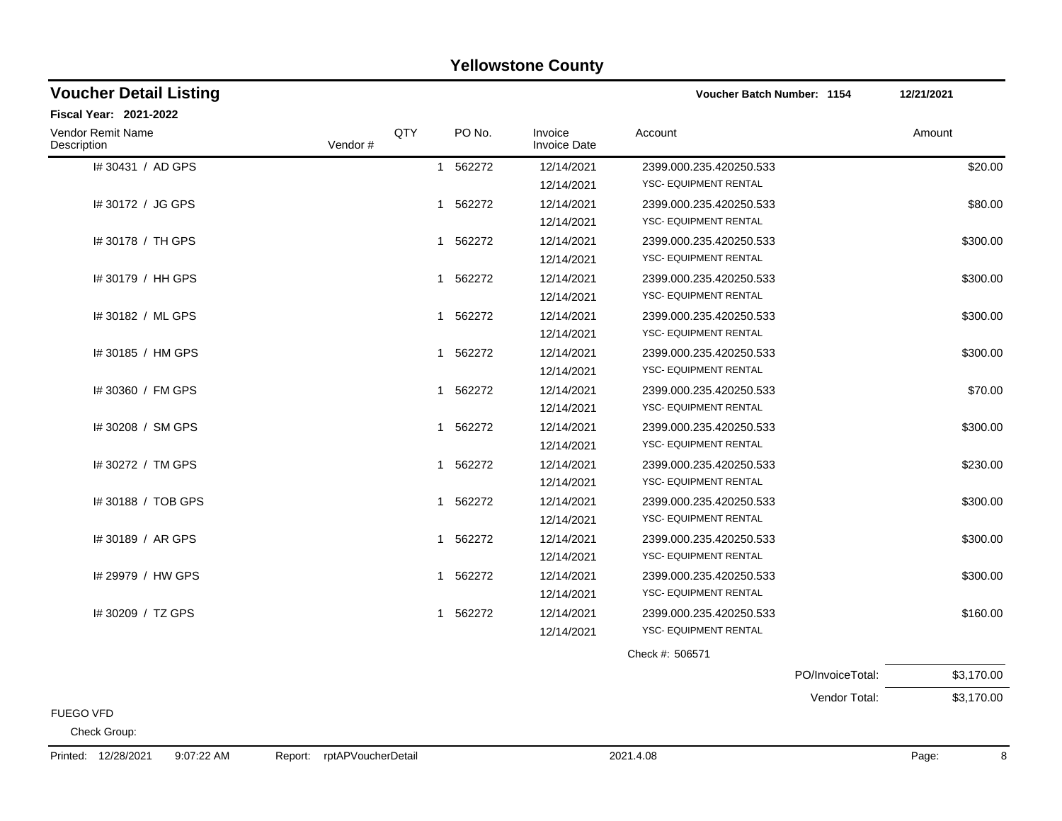# Yellowstone County

## Voucher Detail Listing

**Voucher Batch Number: 1154** 12/21/2021

**Fiscal Year: 2021-2022**

| Vendor Remit Name / Description | Vendor # | QTY | PO No. | Invoice / Invoice Date | Account | Amount |
|---|---|---|---|---|---|---|
| I# 30431 / AD GPS | | 1 | 562272 | 12/14/2021<br>12/14/2021 | 2399.000.235.420250.533<br>YSC- EQUIPMENT RENTAL | $20.00 |
| I# 30172 / JG GPS | | 1 | 562272 | 12/14/2021<br>12/14/2021 | 2399.000.235.420250.533<br>YSC- EQUIPMENT RENTAL | $80.00 |
| I# 30178 / TH GPS | | 1 | 562272 | 12/14/2021<br>12/14/2021 | 2399.000.235.420250.533<br>YSC- EQUIPMENT RENTAL | $300.00 |
| I# 30179 / HH GPS | | 1 | 562272 | 12/14/2021<br>12/14/2021 | 2399.000.235.420250.533<br>YSC- EQUIPMENT RENTAL | $300.00 |
| I# 30182 / ML GPS | | 1 | 562272 | 12/14/2021<br>12/14/2021 | 2399.000.235.420250.533<br>YSC- EQUIPMENT RENTAL | $300.00 |
| I# 30185 / HM GPS | | 1 | 562272 | 12/14/2021<br>12/14/2021 | 2399.000.235.420250.533<br>YSC- EQUIPMENT RENTAL | $300.00 |
| I# 30360 / FM GPS | | 1 | 562272 | 12/14/2021<br>12/14/2021 | 2399.000.235.420250.533<br>YSC- EQUIPMENT RENTAL | $70.00 |
| I# 30208 / SM GPS | | 1 | 562272 | 12/14/2021<br>12/14/2021 | 2399.000.235.420250.533<br>YSC- EQUIPMENT RENTAL | $300.00 |
| I# 30272 / TM GPS | | 1 | 562272 | 12/14/2021<br>12/14/2021 | 2399.000.235.420250.533<br>YSC- EQUIPMENT RENTAL | $230.00 |
| I# 30188 / TOB GPS | | 1 | 562272 | 12/14/2021<br>12/14/2021 | 2399.000.235.420250.533<br>YSC- EQUIPMENT RENTAL | $300.00 |
| I# 30189 / AR GPS | | 1 | 562272 | 12/14/2021<br>12/14/2021 | 2399.000.235.420250.533<br>YSC- EQUIPMENT RENTAL | $300.00 |
| I# 29979 / HW GPS | | 1 | 562272 | 12/14/2021<br>12/14/2021 | 2399.000.235.420250.533<br>YSC- EQUIPMENT RENTAL | $300.00 |
| I# 30209 / TZ GPS | | 1 | 562272 | 12/14/2021<br>12/14/2021 | 2399.000.235.420250.533<br>YSC- EQUIPMENT RENTAL | $160.00 |

Check #: 506571

PO/InvoiceTotal: $3,170.00

Vendor Total: $3,170.00

FUEGO VFD

Check Group: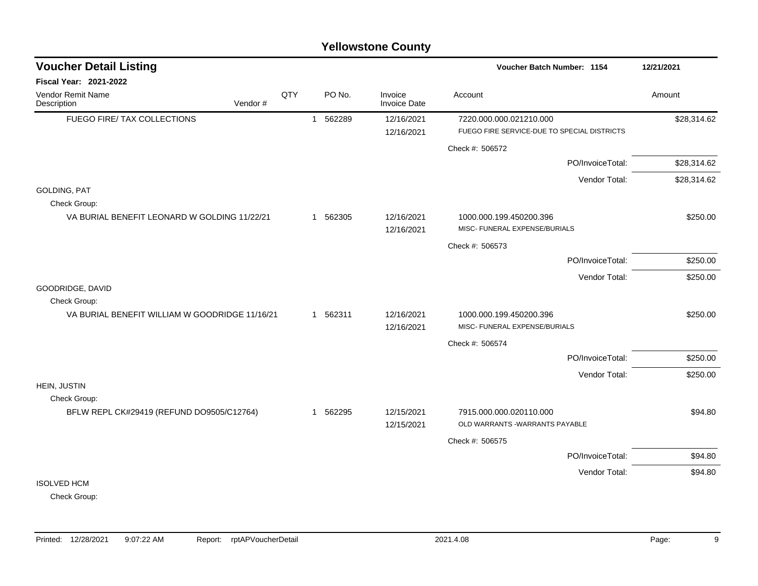# Yellowstone County

## Voucher Detail Listing

**Voucher Batch Number: 1154** — 12/21/2021

**Fiscal Year: 2021-2022**

| Vendor Remit Name / Description | Vendor # | QTY | PO No. | Invoice / Invoice Date | Account | Amount |
|---|---|---|---|---|---|---|
| FUEGO FIRE/ TAX COLLECTIONS | | 1 | 562289 | 12/16/2021 | 7220.000.000.021210.000 | $28,314.62 |
| | | | | 12/16/2021 | FUEGO FIRE SERVICE-DUE TO SPECIAL DISTRICTS | |
| | | | | | Check #: 506572 | |
| | | | | | PO/InvoiceTotal: | $28,314.62 |
| | | | | | Vendor Total: | $28,314.62 |
| GOLDING, PAT | | | | | | |
| Check Group: | | | | | | |
| VA BURIAL BENEFIT LEONARD W GOLDING 11/22/21 | | 1 | 562305 | 12/16/2021 | 1000.000.199.450200.396 | $250.00 |
| | | | | 12/16/2021 | MISC- FUNERAL EXPENSE/BURIALS | |
| | | | | | Check #: 506573 | |
| | | | | | PO/InvoiceTotal: | $250.00 |
| | | | | | Vendor Total: | $250.00 |
| GOODRIDGE, DAVID | | | | | | |
| Check Group: | | | | | | |
| VA BURIAL BENEFIT WILLIAM W GOODRIDGE 11/16/21 | | 1 | 562311 | 12/16/2021 | 1000.000.199.450200.396 | $250.00 |
| | | | | 12/16/2021 | MISC- FUNERAL EXPENSE/BURIALS | |
| | | | | | Check #: 506574 | |
| | | | | | PO/InvoiceTotal: | $250.00 |
| | | | | | Vendor Total: | $250.00 |
| HEIN, JUSTIN | | | | | | |
| Check Group: | | | | | | |
| BFLW REPL CK#29419 (REFUND DO9505/C12764) | | 1 | 562295 | 12/15/2021 | 7915.000.000.020110.000 | $94.80 |
| | | | | 12/15/2021 | OLD WARRANTS -WARRANTS PAYABLE | |
| | | | | | Check #: 506575 | |
| | | | | | PO/InvoiceTotal: | $94.80 |
| | | | | | Vendor Total: | $94.80 |
| ISOLVED HCM | | | | | | |
| Check Group: | | | | | | |

Printed: 12/28/2021 9:07:22 AM Report: rptAPVoucherDetail 2021.4.08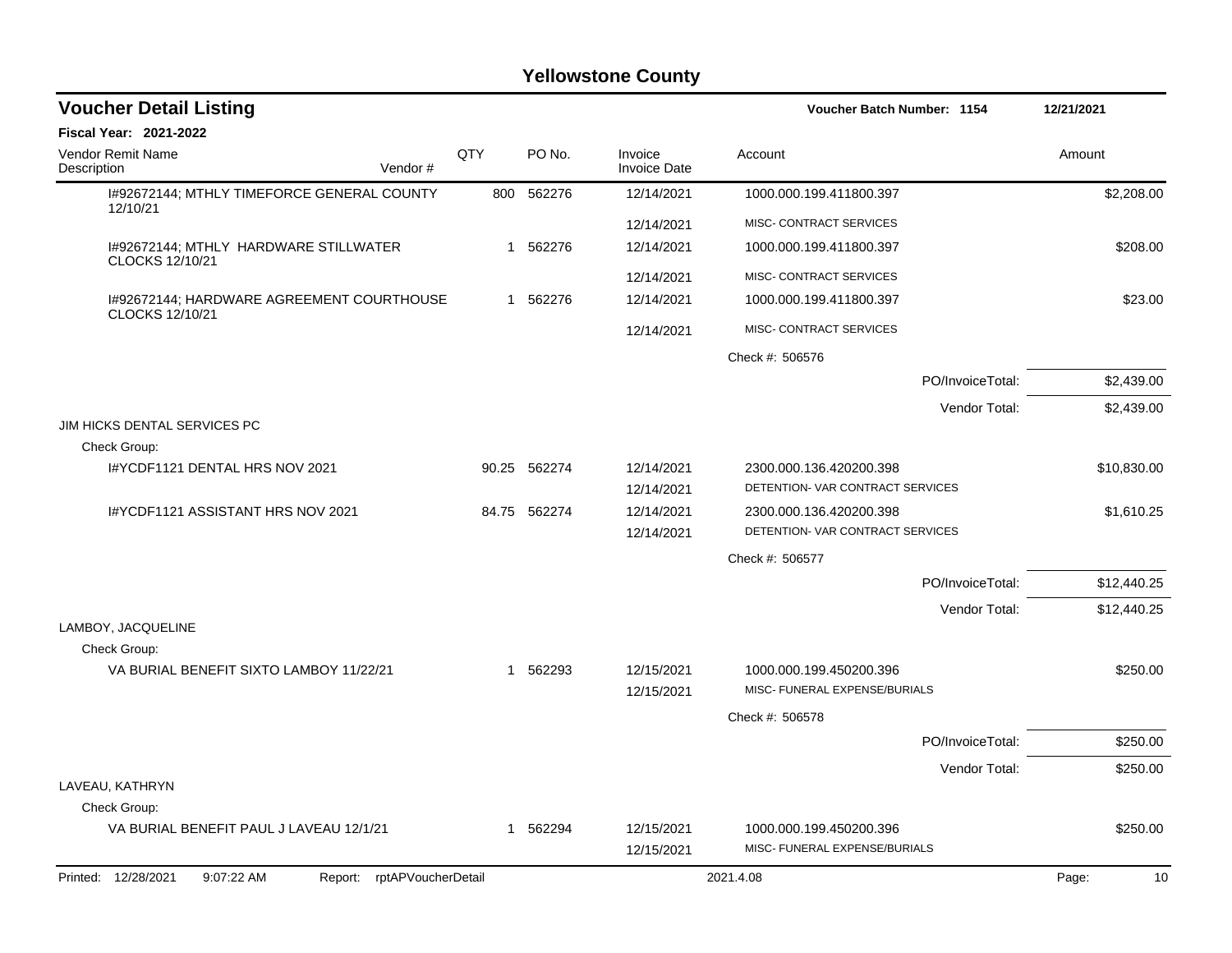# Yellowstone County

## Voucher Detail Listing

**Voucher Batch Number: 1154** — 12/21/2021

**Fiscal Year: 2021-2022**

| Vendor Remit Name / Description | Vendor # | QTY | PO No. | Invoice / Invoice Date | Account | Amount |
|---|---|---|---|---|---|---|
| I#92672144; MTHLY TIMEFORCE GENERAL COUNTY 12/10/21 | | 800 | 562276 | 12/14/2021 | 1000.000.199.411800.397 | $2,208.00 |
| | | | | 12/14/2021 | MISC- CONTRACT SERVICES | |
| I#92672144; MTHLY HARDWARE STILLWATER CLOCKS 12/10/21 | | 1 | 562276 | 12/14/2021 | 1000.000.199.411800.397 | $208.00 |
| | | | | 12/14/2021 | MISC- CONTRACT SERVICES | |
| I#92672144; HARDWARE AGREEMENT COURTHOUSE CLOCKS 12/10/21 | | 1 | 562276 | 12/14/2021 | 1000.000.199.411800.397 | $23.00 |
| | | | | 12/14/2021 | MISC- CONTRACT SERVICES | |
| | | | | | Check #: 506576 | |
| | | | | | PO/InvoiceTotal: | $2,439.00 |
| | | | | | Vendor Total: | $2,439.00 |
| JIM HICKS DENTAL SERVICES PC | | | | | | |
| Check Group: | | | | | | |
| I#YCDF1121 DENTAL HRS NOV 2021 | | 90.25 | 562274 | 12/14/2021 | 2300.000.136.420200.398 | $10,830.00 |
| | | | | 12/14/2021 | DETENTION- VAR CONTRACT SERVICES | |
| I#YCDF1121 ASSISTANT HRS NOV 2021 | | 84.75 | 562274 | 12/14/2021 | 2300.000.136.420200.398 | $1,610.25 |
| | | | | 12/14/2021 | DETENTION- VAR CONTRACT SERVICES | |
| | | | | | Check #: 506577 | |
| | | | | | PO/InvoiceTotal: | $12,440.25 |
| | | | | | Vendor Total: | $12,440.25 |
| LAMBOY, JACQUELINE | | | | | | |
| Check Group: | | | | | | |
| VA BURIAL BENEFIT SIXTO LAMBOY 11/22/21 | | 1 | 562293 | 12/15/2021 | 1000.000.199.450200.396 | $250.00 |
| | | | | 12/15/2021 | MISC- FUNERAL EXPENSE/BURIALS | |
| | | | | | Check #: 506578 | |
| | | | | | PO/InvoiceTotal: | $250.00 |
| | | | | | Vendor Total: | $250.00 |
| LAVEAU, KATHRYN | | | | | | |
| Check Group: | | | | | | |
| VA BURIAL BENEFIT PAUL J LAVEAU 12/1/21 | | 1 | 562294 | 12/15/2021 | 1000.000.199.450200.396 | $250.00 |
| | | | | 12/15/2021 | MISC- FUNERAL EXPENSE/BURIALS | |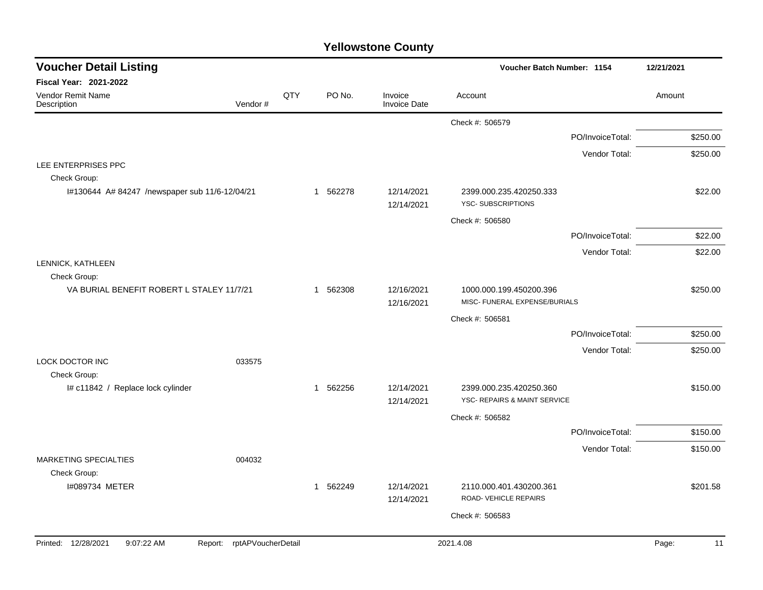# Yellowstone County

## Voucher Detail Listing

**Voucher Batch Number: 1154** — 12/21/2021

**Fiscal Year: 2021-2022**

| Vendor Remit Name / Description | Vendor # | QTY | PO No. | Invoice / Invoice Date | Account | Amount |
|---|---|---|---|---|---|---|
| | | | | | Check #: 506579 | |
| | | | | | PO/InvoiceTotal: | $250.00 |
| | | | | | Vendor Total: | $250.00 |
| LEE ENTERPRISES PPC | | | | | | |
| Check Group: | | | | | | |
| I#130644 A# 84247 /newspaper sub 11/6-12/04/21 | | 1 | 562278 | 12/14/2021 12/14/2021 | 2399.000.235.420250.333 YSC- SUBSCRIPTIONS | $22.00 |
| | | | | | Check #: 506580 | |
| | | | | | PO/InvoiceTotal: | $22.00 |
| | | | | | Vendor Total: | $22.00 |
| LENNICK, KATHLEEN | | | | | | |
| Check Group: | | | | | | |
| VA BURIAL BENEFIT ROBERT L STALEY 11/7/21 | | 1 | 562308 | 12/16/2021 12/16/2021 | 1000.000.199.450200.396 MISC- FUNERAL EXPENSE/BURIALS | $250.00 |
| | | | | | Check #: 506581 | |
| | | | | | PO/InvoiceTotal: | $250.00 |
| | | | | | Vendor Total: | $250.00 |
| LOCK DOCTOR INC | 033575 | | | | | |
| Check Group: | | | | | | |
| I# c11842 / Replace lock cylinder | | 1 | 562256 | 12/14/2021 12/14/2021 | 2399.000.235.420250.360 YSC- REPAIRS & MAINT SERVICE | $150.00 |
| | | | | | Check #: 506582 | |
| | | | | | PO/InvoiceTotal: | $150.00 |
| | | | | | Vendor Total: | $150.00 |
| MARKETING SPECIALTIES | 004032 | | | | | |
| Check Group: | | | | | | |
| I#089734 METER | | 1 | 562249 | 12/14/2021 12/14/2021 | 2110.000.401.430200.361 ROAD- VEHICLE REPAIRS | $201.58 |
| | | | | | Check #: 506583 | |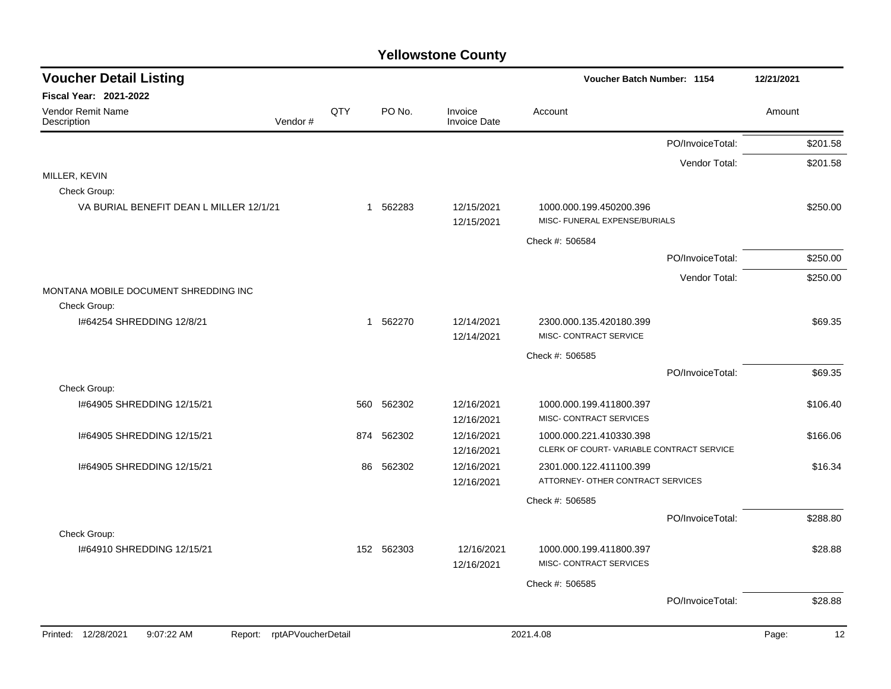# Yellowstone County

## Voucher Detail Listing

**Voucher Batch Number: 1154** 12/21/2021

**Fiscal Year: 2021-2022**

| Vendor Remit Name / Description | Vendor # | QTY | PO No. | Invoice / Invoice Date | Account | Amount |
|---|---|---|---|---|---|---|
| | | | | | PO/InvoiceTotal: | $201.58 |
| | | | | | Vendor Total: | $201.58 |
| MILLER, KEVIN | | | | | | |
| Check Group: | | | | | | |
| VA BURIAL BENEFIT DEAN L MILLER 12/1/21 | | 1 | 562283 | 12/15/2021<br>12/15/2021 | 1000.000.199.450200.396<br>MISC- FUNERAL EXPENSE/BURIALS | $250.00 |
| | | | | | Check #: 506584 | |
| | | | | | PO/InvoiceTotal: | $250.00 |
| | | | | | Vendor Total: | $250.00 |
| MONTANA MOBILE DOCUMENT SHREDDING INC | | | | | | |
| Check Group: | | | | | | |
| I#64254 SHREDDING 12/8/21 | | 1 | 562270 | 12/14/2021<br>12/14/2021 | 2300.000.135.420180.399<br>MISC- CONTRACT SERVICE | $69.35 |
| | | | | | Check #: 506585 | |
| | | | | | PO/InvoiceTotal: | $69.35 |
| Check Group: | | | | | | |
| I#64905 SHREDDING 12/15/21 | | 560 | 562302 | 12/16/2021<br>12/16/2021 | 1000.000.199.411800.397<br>MISC- CONTRACT SERVICES | $106.40 |
| I#64905 SHREDDING 12/15/21 | | 874 | 562302 | 12/16/2021<br>12/16/2021 | 1000.000.221.410330.398<br>CLERK OF COURT- VARIABLE CONTRACT SERVICE | $166.06 |
| I#64905 SHREDDING 12/15/21 | | 86 | 562302 | 12/16/2021<br>12/16/2021 | 2301.000.122.411100.399<br>ATTORNEY- OTHER CONTRACT SERVICES | $16.34 |
| | | | | | Check #: 506585 | |
| | | | | | PO/InvoiceTotal: | $288.80 |
| Check Group: | | | | | | |
| I#64910 SHREDDING 12/15/21 | | 152 | 562303 | 12/16/2021<br>12/16/2021 | 1000.000.199.411800.397<br>MISC- CONTRACT SERVICES | $28.88 |
| | | | | | Check #: 506585 | |
| | | | | | PO/InvoiceTotal: | $28.88 |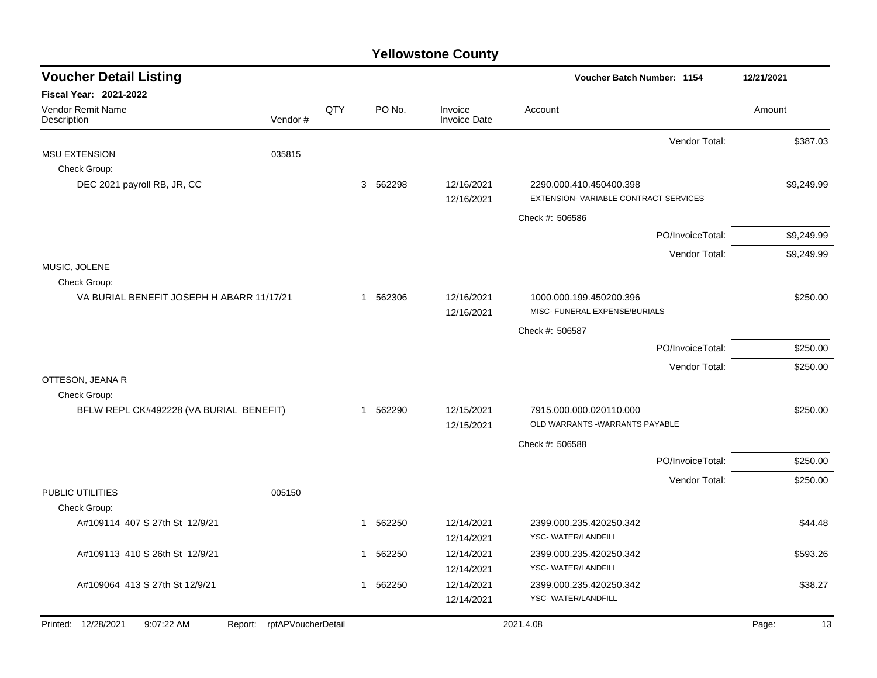## Yellowstone County

### Voucher Detail Listing

**Voucher Batch Number: 1154** 12/21/2021

**Fiscal Year: 2021-2022**

| Vendor Remit Name / Description | Vendor # | QTY | PO No. | Invoice / Invoice Date | Account | Amount |
|---|---|---|---|---|---|---|
| | | | | | Vendor Total: | $387.03 |
| MSU EXTENSION | 035815 | | | | | |
| Check Group: | | | | | | |
| DEC 2021 payroll RB, JR, CC | | 3 | 562298 | 12/16/2021<br>12/16/2021 | 2290.000.410.450400.398<br>EXTENSION- VARIABLE CONTRACT SERVICES | $9,249.99 |
| | | | | | Check #: 506586 | |
| | | | | | PO/InvoiceTotal: | $9,249.99 |
| | | | | | Vendor Total: | $9,249.99 |
| MUSIC, JOLENE | | | | | | |
| Check Group: | | | | | | |
| VA BURIAL BENEFIT JOSEPH H ABARR 11/17/21 | | 1 | 562306 | 12/16/2021<br>12/16/2021 | 1000.000.199.450200.396<br>MISC- FUNERAL EXPENSE/BURIALS | $250.00 |
| | | | | | Check #: 506587 | |
| | | | | | PO/InvoiceTotal: | $250.00 |
| | | | | | Vendor Total: | $250.00 |
| OTTESON, JEANA R | | | | | | |
| Check Group: | | | | | | |
| BFLW REPL CK#492228 (VA BURIAL BENEFIT) | | 1 | 562290 | 12/15/2021<br>12/15/2021 | 7915.000.000.020110.000<br>OLD WARRANTS -WARRANTS PAYABLE | $250.00 |
| | | | | | Check #: 506588 | |
| | | | | | PO/InvoiceTotal: | $250.00 |
| | | | | | Vendor Total: | $250.00 |
| PUBLIC UTILITIES | 005150 | | | | | |
| Check Group: | | | | | | |
| A#109114 407 S 27th St 12/9/21 | | 1 | 562250 | 12/14/2021<br>12/14/2021 | 2399.000.235.420250.342<br>YSC- WATER/LANDFILL | $44.48 |
| A#109113 410 S 26th St 12/9/21 | | 1 | 562250 | 12/14/2021<br>12/14/2021 | 2399.000.235.420250.342<br>YSC- WATER/LANDFILL | $593.26 |
| A#109064 413 S 27th St 12/9/21 | | 1 | 562250 | 12/14/2021<br>12/14/2021 | 2399.000.235.420250.342<br>YSC- WATER/LANDFILL | $38.27 |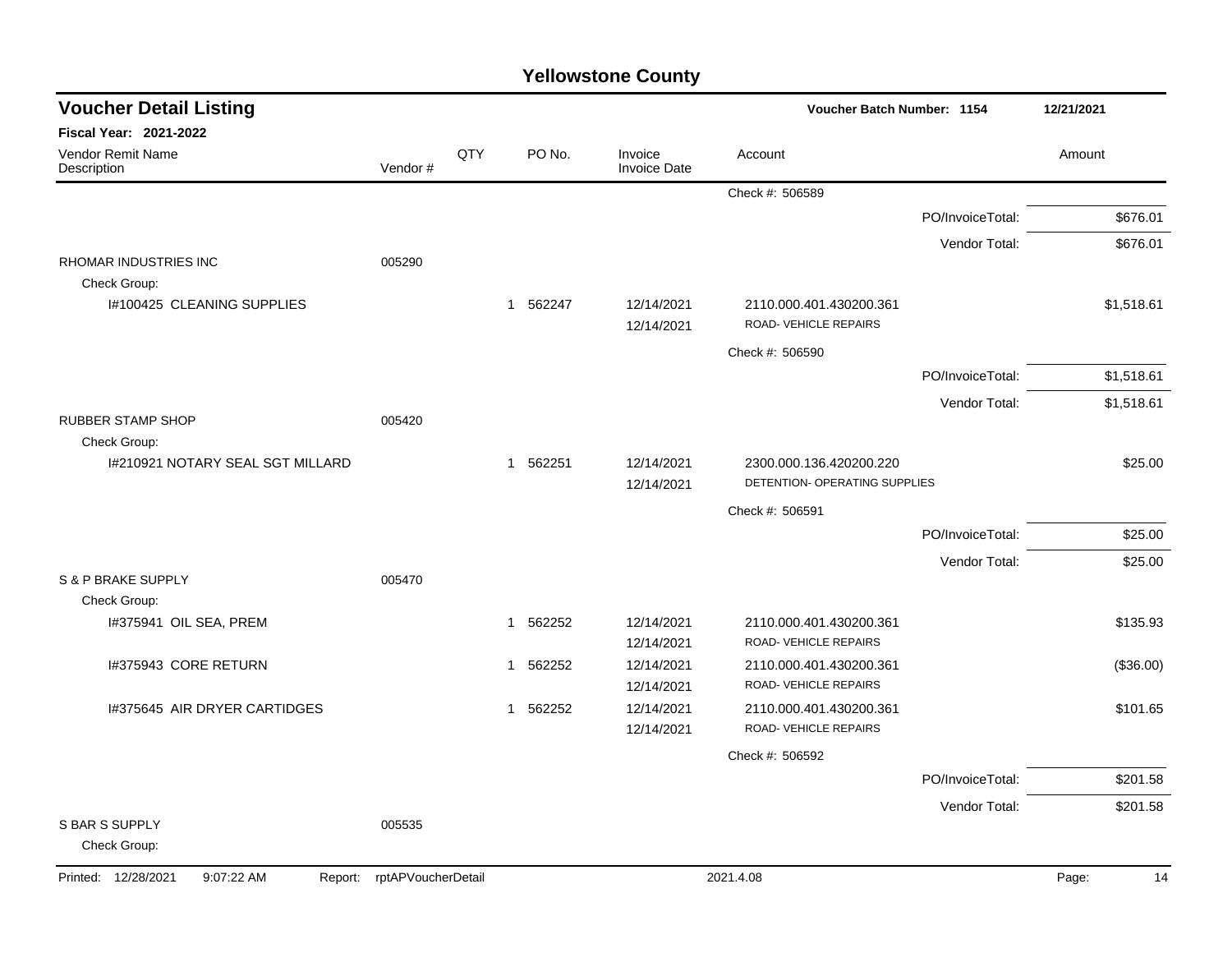# Yellowstone County

## Voucher Detail Listing

**Voucher Batch Number: 1154** — 12/21/2021

**Fiscal Year: 2021-2022**

| Vendor Remit Name / Description | Vendor # | QTY | PO No. | Invoice / Invoice Date | Account | Amount |
|---|---|---|---|---|---|---|
| | | | | | Check #: 506589 | |
| | | | | | PO/InvoiceTotal: | $676.01 |
| | | | | | Vendor Total: | $676.01 |
| RHOMAR INDUSTRIES INC | 005290 | | | | | |
| Check Group: | | | | | | |
| I#100425 CLEANING SUPPLIES | | 1 | 562247 | 12/14/2021 / 12/14/2021 | 2110.000.401.430200.361 ROAD- VEHICLE REPAIRS | $1,518.61 |
| | | | | | Check #: 506590 | |
| | | | | | PO/InvoiceTotal: | $1,518.61 |
| | | | | | Vendor Total: | $1,518.61 |
| RUBBER STAMP SHOP | 005420 | | | | | |
| Check Group: | | | | | | |
| I#210921 NOTARY SEAL SGT MILLARD | | 1 | 562251 | 12/14/2021 / 12/14/2021 | 2300.000.136.420200.220 DETENTION- OPERATING SUPPLIES | $25.00 |
| | | | | | Check #: 506591 | |
| | | | | | PO/InvoiceTotal: | $25.00 |
| | | | | | Vendor Total: | $25.00 |
| S & P BRAKE SUPPLY | 005470 | | | | | |
| Check Group: | | | | | | |
| I#375941 OIL SEA, PREM | | 1 | 562252 | 12/14/2021 / 12/14/2021 | 2110.000.401.430200.361 ROAD- VEHICLE REPAIRS | $135.93 |
| I#375943 CORE RETURN | | 1 | 562252 | 12/14/2021 / 12/14/2021 | 2110.000.401.430200.361 ROAD- VEHICLE REPAIRS | ($36.00) |
| I#375645 AIR DRYER CARTIDGES | | 1 | 562252 | 12/14/2021 / 12/14/2021 | 2110.000.401.430200.361 ROAD- VEHICLE REPAIRS | $101.65 |
| | | | | | Check #: 506592 | |
| | | | | | PO/InvoiceTotal: | $201.58 |
| | | | | | Vendor Total: | $201.58 |
| S BAR S SUPPLY | 005535 | | | | | |
| Check Group: | | | | | | |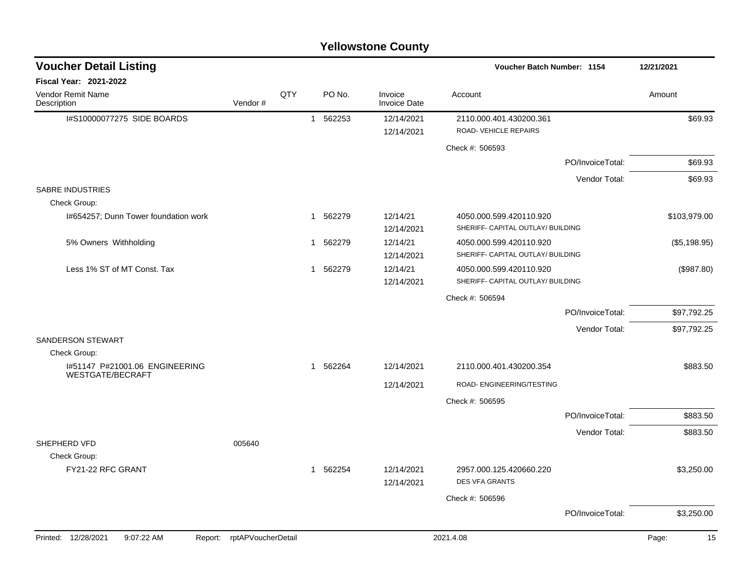# Yellowstone County

## Voucher Detail Listing

**Voucher Batch Number: 1154** — 12/21/2021

**Fiscal Year: 2021-2022**

| Vendor Remit Name / Description | Vendor # | QTY | PO No. | Invoice / Invoice Date | Account | Amount |
|---|---|---|---|---|---|---|
| I#S10000077275 SIDE BOARDS | | 1 | 562253 | 12/14/2021 / 12/14/2021 | 2110.000.401.430200.361 ROAD- VEHICLE REPAIRS | $69.93 |
| | | | | | Check #: 506593 | |
| | | | | | PO/InvoiceTotal: | $69.93 |
| | | | | | Vendor Total: | $69.93 |
| SABRE INDUSTRIES | | | | | | |
| Check Group: | | | | | | |
| I#654257; Dunn Tower foundation work | | 1 | 562279 | 12/14/21 / 12/14/2021 | 4050.000.599.420110.920 SHERIFF- CAPITAL OUTLAY/ BUILDING | $103,979.00 |
| 5% Owners Withholding | | 1 | 562279 | 12/14/21 / 12/14/2021 | 4050.000.599.420110.920 SHERIFF- CAPITAL OUTLAY/ BUILDING | ($5,198.95) |
| Less 1% ST of MT Const. Tax | | 1 | 562279 | 12/14/21 / 12/14/2021 | 4050.000.599.420110.920 SHERIFF- CAPITAL OUTLAY/ BUILDING | ($987.80) |
| | | | | | Check #: 506594 | |
| | | | | | PO/InvoiceTotal: | $97,792.25 |
| | | | | | Vendor Total: | $97,792.25 |
| SANDERSON STEWART | | | | | | |
| Check Group: | | | | | | |
| I#51147 P#21001.06 ENGINEERING WESTGATE/BECRAFT | | 1 | 562264 | 12/14/2021 / 12/14/2021 | 2110.000.401.430200.354 ROAD- ENGINEERING/TESTING | $883.50 |
| | | | | | Check #: 506595 | |
| | | | | | PO/InvoiceTotal: | $883.50 |
| | | | | | Vendor Total: | $883.50 |
| SHEPHERD VFD | 005640 | | | | | |
| Check Group: | | | | | | |
| FY21-22 RFC GRANT | | 1 | 562254 | 12/14/2021 / 12/14/2021 | 2957.000.125.420660.220 DES VFA GRANTS | $3,250.00 |
| | | | | | Check #: 506596 | |
| | | | | | PO/InvoiceTotal: | $3,250.00 |

Printed: 12/28/2021 9:07:22 AM Report: rptAPVoucherDetail 2021.4.08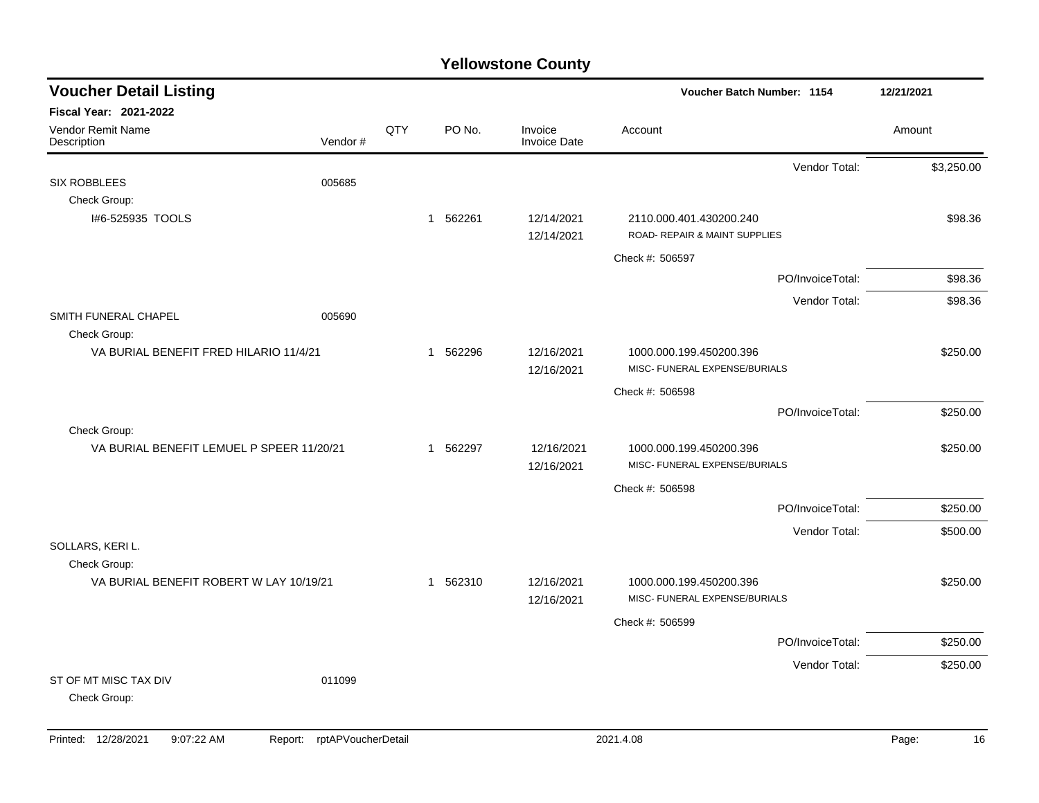# Yellowstone County

## Voucher Detail Listing

**Voucher Batch Number: 1154** — 12/21/2021

**Fiscal Year: 2021-2022**

| Vendor Remit Name / Description | Vendor # | QTY | PO No. | Invoice / Invoice Date | Account | Amount |
|---|---|---|---|---|---|---|
| | | | | | Vendor Total: | $3,250.00 |
| SIX ROBBLEES | 005685 | | | | | |
| Check Group: | | | | | | |
| I#6-525935 TOOLS | | 1 | 562261 | 12/14/2021<br>12/14/2021 | 2110.000.401.430200.240<br>ROAD- REPAIR & MAINT SUPPLIES | $98.36 |
| | | | | | Check #: 506597 | |
| | | | | | PO/InvoiceTotal: | $98.36 |
| | | | | | Vendor Total: | $98.36 |
| SMITH FUNERAL CHAPEL | 005690 | | | | | |
| Check Group: | | | | | | |
| VA BURIAL BENEFIT FRED HILARIO 11/4/21 | | 1 | 562296 | 12/16/2021<br>12/16/2021 | 1000.000.199.450200.396<br>MISC- FUNERAL EXPENSE/BURIALS | $250.00 |
| | | | | | Check #: 506598 | |
| | | | | | PO/InvoiceTotal: | $250.00 |
| Check Group: | | | | | | |
| VA BURIAL BENEFIT LEMUEL P SPEER 11/20/21 | | 1 | 562297 | 12/16/2021<br>12/16/2021 | 1000.000.199.450200.396<br>MISC- FUNERAL EXPENSE/BURIALS | $250.00 |
| | | | | | Check #: 506598 | |
| | | | | | PO/InvoiceTotal: | $250.00 |
| | | | | | Vendor Total: | $500.00 |
| SOLLARS, KERI L. | | | | | | |
| Check Group: | | | | | | |
| VA BURIAL BENEFIT ROBERT W LAY 10/19/21 | | 1 | 562310 | 12/16/2021<br>12/16/2021 | 1000.000.199.450200.396<br>MISC- FUNERAL EXPENSE/BURIALS | $250.00 |
| | | | | | Check #: 506599 | |
| | | | | | PO/InvoiceTotal: | $250.00 |
| | | | | | Vendor Total: | $250.00 |
| ST OF MT MISC TAX DIV | 011099 | | | | | |
| Check Group: | | | | | | |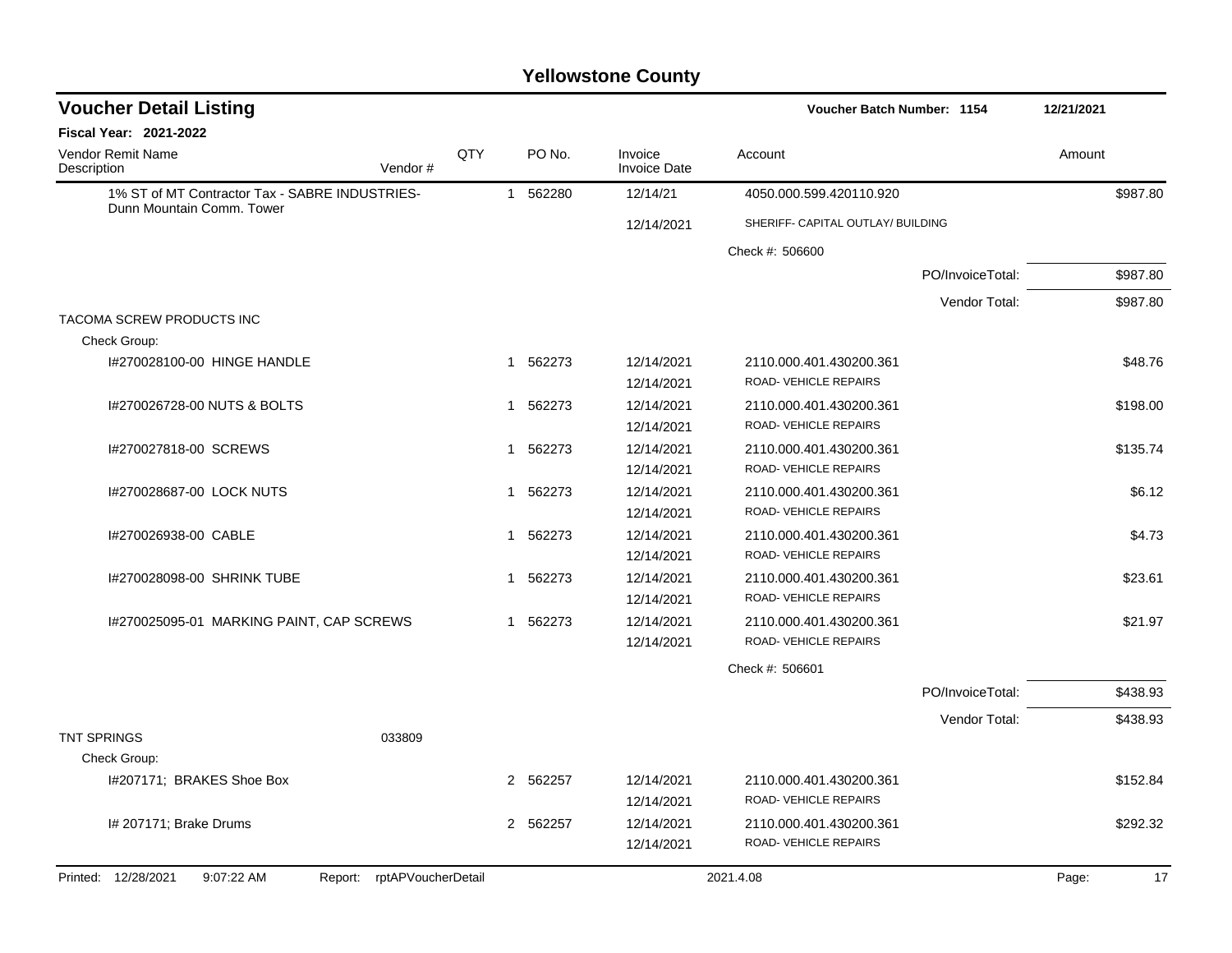# Yellowstone County

## Voucher Detail Listing

**Voucher Batch Number: 1154** — 12/21/2021

**Fiscal Year: 2021-2022**

| Vendor Remit Name / Description | Vendor # | QTY | PO No. | Invoice / Invoice Date | Account | Amount |
|---|---|---|---|---|---|---|
| 1% ST of MT Contractor Tax - SABRE INDUSTRIES-Dunn Mountain Comm. Tower | | 1 | 562280 | 12/14/21 | 4050.000.599.420110.920 | $987.80 |
| | | | | 12/14/2021 | SHERIFF- CAPITAL OUTLAY/ BUILDING | |
| | | | | | Check #: 506600 | |
| | | | | | PO/InvoiceTotal: | $987.80 |
| | | | | | Vendor Total: | $987.80 |
| TACOMA SCREW PRODUCTS INC | | | | | | |
| Check Group: | | | | | | |
| I#270028100-00 HINGE HANDLE | | 1 | 562273 | 12/14/2021 | 2110.000.401.430200.361 | $48.76 |
| | | | | 12/14/2021 | ROAD- VEHICLE REPAIRS | |
| I#270026728-00 NUTS & BOLTS | | 1 | 562273 | 12/14/2021 | 2110.000.401.430200.361 | $198.00 |
| | | | | 12/14/2021 | ROAD- VEHICLE REPAIRS | |
| I#270027818-00 SCREWS | | 1 | 562273 | 12/14/2021 | 2110.000.401.430200.361 | $135.74 |
| | | | | 12/14/2021 | ROAD- VEHICLE REPAIRS | |
| I#270028687-00 LOCK NUTS | | 1 | 562273 | 12/14/2021 | 2110.000.401.430200.361 | $6.12 |
| | | | | 12/14/2021 | ROAD- VEHICLE REPAIRS | |
| I#270026938-00 CABLE | | 1 | 562273 | 12/14/2021 | 2110.000.401.430200.361 | $4.73 |
| | | | | 12/14/2021 | ROAD- VEHICLE REPAIRS | |
| I#270028098-00 SHRINK TUBE | | 1 | 562273 | 12/14/2021 | 2110.000.401.430200.361 | $23.61 |
| | | | | 12/14/2021 | ROAD- VEHICLE REPAIRS | |
| I#270025095-01 MARKING PAINT, CAP SCREWS | | 1 | 562273 | 12/14/2021 | 2110.000.401.430200.361 | $21.97 |
| | | | | 12/14/2021 | ROAD- VEHICLE REPAIRS | |
| | | | | | Check #: 506601 | |
| | | | | | PO/InvoiceTotal: | $438.93 |
| | | | | | Vendor Total: | $438.93 |
| TNT SPRINGS | 033809 | | | | | |
| Check Group: | | | | | | |
| I#207171; BRAKES Shoe Box | | 2 | 562257 | 12/14/2021 | 2110.000.401.430200.361 | $152.84 |
| | | | | 12/14/2021 | ROAD- VEHICLE REPAIRS | |
| I# 207171; Brake Drums | | 2 | 562257 | 12/14/2021 | 2110.000.401.430200.361 | $292.32 |
| | | | | 12/14/2021 | ROAD- VEHICLE REPAIRS | |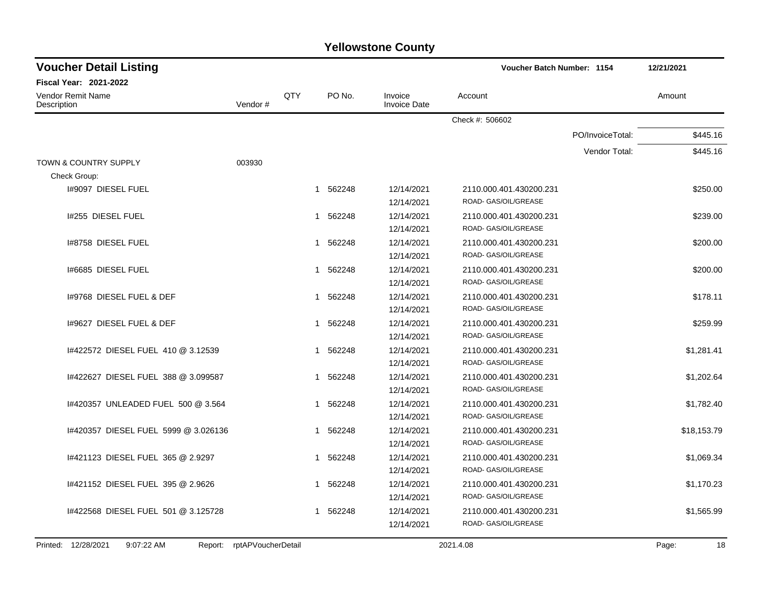# Yellowstone County

## Voucher Detail Listing

**Voucher Batch Number: 1154** — 12/21/2021

**Fiscal Year: 2021-2022**

| Vendor Remit Name / Description | Vendor # | QTY | PO No. | Invoice / Invoice Date | Account | Amount |
|---|---|---|---|---|---|---|
| | | | | | Check #: 506602 | |
| | | | | | PO/InvoiceTotal: | $445.16 |
| | | | | | Vendor Total: | $445.16 |
| TOWN & COUNTRY SUPPLY | 003930 | | | | | |
| Check Group: | | | | | | |
| I#9097 DIESEL FUEL | | 1 | 562248 | 12/14/2021<br>12/14/2021 | 2110.000.401.430200.231<br>ROAD- GAS/OIL/GREASE | $250.00 |
| I#255 DIESEL FUEL | | 1 | 562248 | 12/14/2021<br>12/14/2021 | 2110.000.401.430200.231<br>ROAD- GAS/OIL/GREASE | $239.00 |
| I#8758 DIESEL FUEL | | 1 | 562248 | 12/14/2021<br>12/14/2021 | 2110.000.401.430200.231<br>ROAD- GAS/OIL/GREASE | $200.00 |
| I#6685 DIESEL FUEL | | 1 | 562248 | 12/14/2021<br>12/14/2021 | 2110.000.401.430200.231<br>ROAD- GAS/OIL/GREASE | $200.00 |
| I#9768 DIESEL FUEL & DEF | | 1 | 562248 | 12/14/2021<br>12/14/2021 | 2110.000.401.430200.231<br>ROAD- GAS/OIL/GREASE | $178.11 |
| I#9627 DIESEL FUEL & DEF | | 1 | 562248 | 12/14/2021<br>12/14/2021 | 2110.000.401.430200.231<br>ROAD- GAS/OIL/GREASE | $259.99 |
| I#422572 DIESEL FUEL 410 @ 3.12539 | | 1 | 562248 | 12/14/2021<br>12/14/2021 | 2110.000.401.430200.231<br>ROAD- GAS/OIL/GREASE | $1,281.41 |
| I#422627 DIESEL FUEL 388 @ 3.099587 | | 1 | 562248 | 12/14/2021<br>12/14/2021 | 2110.000.401.430200.231<br>ROAD- GAS/OIL/GREASE | $1,202.64 |
| I#420357 UNLEADED FUEL 500 @ 3.564 | | 1 | 562248 | 12/14/2021<br>12/14/2021 | 2110.000.401.430200.231<br>ROAD- GAS/OIL/GREASE | $1,782.40 |
| I#420357 DIESEL FUEL 5999 @ 3.026136 | | 1 | 562248 | 12/14/2021<br>12/14/2021 | 2110.000.401.430200.231<br>ROAD- GAS/OIL/GREASE | $18,153.79 |
| I#421123 DIESEL FUEL 365 @ 2.9297 | | 1 | 562248 | 12/14/2021<br>12/14/2021 | 2110.000.401.430200.231<br>ROAD- GAS/OIL/GREASE | $1,069.34 |
| I#421152 DIESEL FUEL 395 @ 2.9626 | | 1 | 562248 | 12/14/2021<br>12/14/2021 | 2110.000.401.430200.231<br>ROAD- GAS/OIL/GREASE | $1,170.23 |
| I#422568 DIESEL FUEL 501 @ 3.125728 | | 1 | 562248 | 12/14/2021<br>12/14/2021 | 2110.000.401.430200.231<br>ROAD- GAS/OIL/GREASE | $1,565.99 |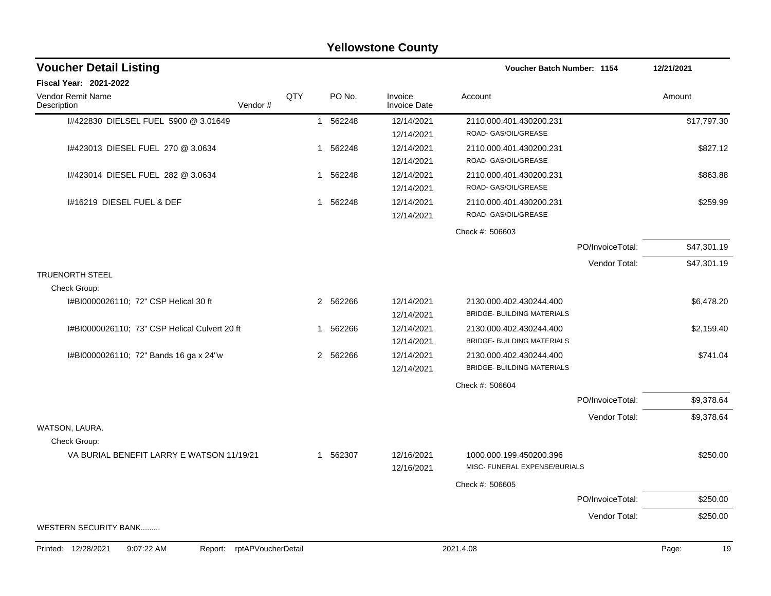# Yellowstone County

## Voucher Detail Listing

**Voucher Batch Number: 1154** — 12/21/2021

**Fiscal Year: 2021-2022**

| Vendor Remit Name / Description | Vendor # | QTY | PO No. | Invoice / Invoice Date | Account | Amount |
|---|---|---|---|---|---|---|
| I#422830 DIELSEL FUEL 5900 @ 3.01649 | | 1 | 562248 | 12/14/2021<br>12/14/2021 | 2110.000.401.430200.231<br>ROAD- GAS/OIL/GREASE | $17,797.30 |
| I#423013 DIESEL FUEL 270 @ 3.0634 | | 1 | 562248 | 12/14/2021<br>12/14/2021 | 2110.000.401.430200.231<br>ROAD- GAS/OIL/GREASE | $827.12 |
| I#423014 DIESEL FUEL 282 @ 3.0634 | | 1 | 562248 | 12/14/2021<br>12/14/2021 | 2110.000.401.430200.231<br>ROAD- GAS/OIL/GREASE | $863.88 |
| I#16219 DIESEL FUEL & DEF | | 1 | 562248 | 12/14/2021<br>12/14/2021 | 2110.000.401.430200.231<br>ROAD- GAS/OIL/GREASE | $259.99 |
| | | | | | Check #: 506603 | |
| | | | | | PO/InvoiceTotal: | $47,301.19 |
| | | | | | Vendor Total: | $47,301.19 |
| **TRUENORTH STEEL** | | | | | | |
| Check Group: | | | | | | |
| I#BI0000026110; 72" CSP Helical 30 ft | | 2 | 562266 | 12/14/2021<br>12/14/2021 | 2130.000.402.430244.400<br>BRIDGE- BUILDING MATERIALS | $6,478.20 |
| I#BI0000026110; 73" CSP Helical Culvert 20 ft | | 1 | 562266 | 12/14/2021<br>12/14/2021 | 2130.000.402.430244.400<br>BRIDGE- BUILDING MATERIALS | $2,159.40 |
| I#BI0000026110; 72" Bands 16 ga x 24"w | | 2 | 562266 | 12/14/2021<br>12/14/2021 | 2130.000.402.430244.400<br>BRIDGE- BUILDING MATERIALS | $741.04 |
| | | | | | Check #: 506604 | |
| | | | | | PO/InvoiceTotal: | $9,378.64 |
| | | | | | Vendor Total: | $9,378.64 |
| **WATSON, LAURA.** | | | | | | |
| Check Group: | | | | | | |
| VA BURIAL BENEFIT LARRY E WATSON 11/19/21 | | 1 | 562307 | 12/16/2021<br>12/16/2021 | 1000.000.199.450200.396<br>MISC- FUNERAL EXPENSE/BURIALS | $250.00 |
| | | | | | Check #: 506605 | |
| | | | | | PO/InvoiceTotal: | $250.00 |
| | | | | | Vendor Total: | $250.00 |
| **WESTERN SECURITY BANK.........** | | | | | | |

Printed: 12/28/2021 9:07:22 AM Report: rptAPVoucherDetail 2021.4.08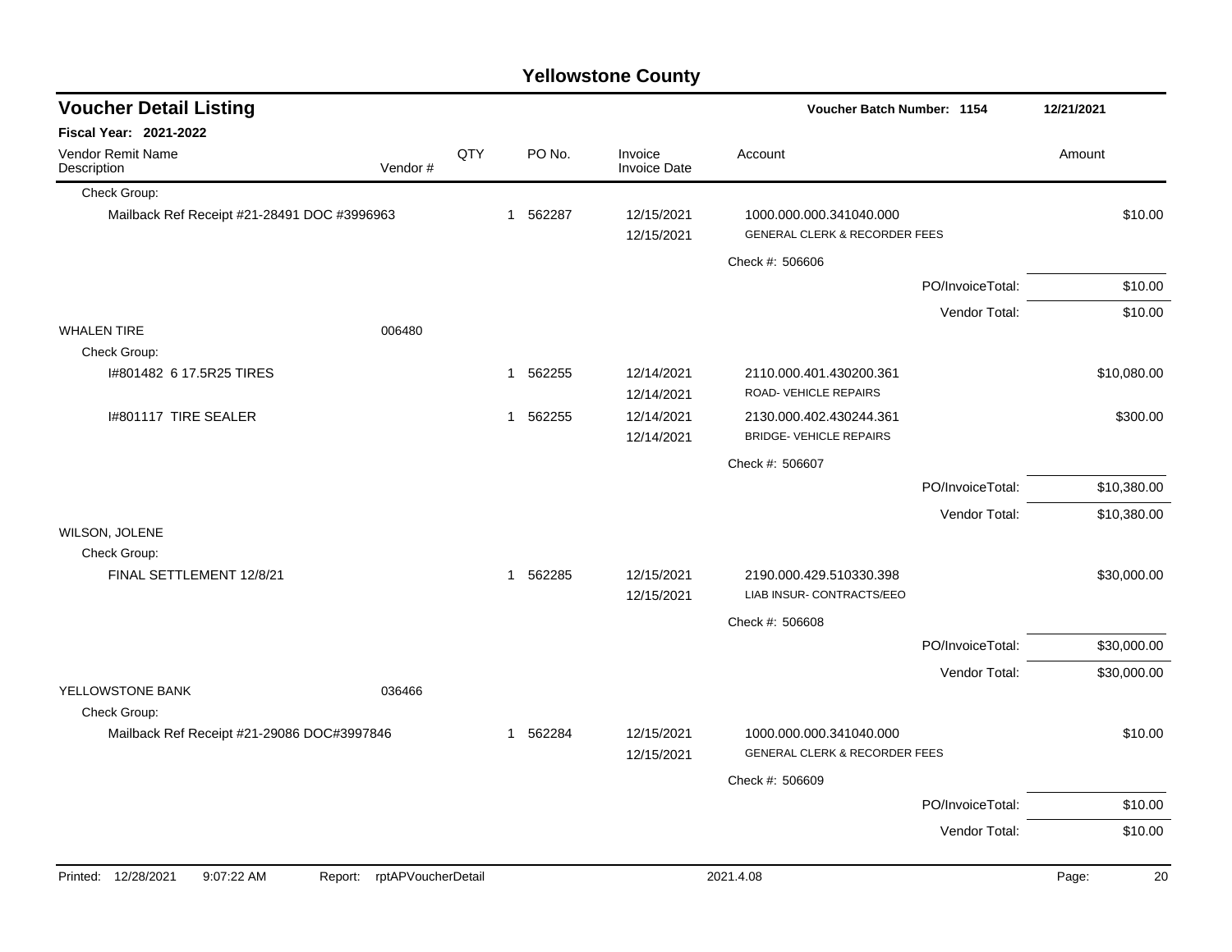# Yellowstone County

## Voucher Detail Listing

**Voucher Batch Number: 1154** 12/21/2021

**Fiscal Year: 2021-2022**

| Vendor Remit Name / Description | Vendor # | QTY | PO No. | Invoice / Invoice Date | Account | Amount |
|---|---|---|---|---|---|---|
| Check Group: | | | | | | |
| Mailback Ref Receipt #21-28491 DOC #3996963 | | 1 | 562287 | 12/15/2021 / 12/15/2021 | 1000.000.000.341040.000 GENERAL CLERK & RECORDER FEES | $10.00 |
| | | | | | Check #: 506606 | |
| | | | | | PO/InvoiceTotal: | $10.00 |
| | | | | | Vendor Total: | $10.00 |
| WHALEN TIRE | 006480 | | | | | |
| Check Group: | | | | | | |
| I#801482 6 17.5R25 TIRES | | 1 | 562255 | 12/14/2021 / 12/14/2021 | 2110.000.401.430200.361 ROAD- VEHICLE REPAIRS | $10,080.00 |
| I#801117 TIRE SEALER | | 1 | 562255 | 12/14/2021 / 12/14/2021 | 2130.000.402.430244.361 BRIDGE- VEHICLE REPAIRS | $300.00 |
| | | | | | Check #: 506607 | |
| | | | | | PO/InvoiceTotal: | $10,380.00 |
| | | | | | Vendor Total: | $10,380.00 |
| WILSON, JOLENE | | | | | | |
| Check Group: | | | | | | |
| FINAL SETTLEMENT 12/8/21 | | 1 | 562285 | 12/15/2021 / 12/15/2021 | 2190.000.429.510330.398 LIAB INSUR- CONTRACTS/EEO | $30,000.00 |
| | | | | | Check #: 506608 | |
| | | | | | PO/InvoiceTotal: | $30,000.00 |
| | | | | | Vendor Total: | $30,000.00 |
| YELLOWSTONE BANK | 036466 | | | | | |
| Check Group: | | | | | | |
| Mailback Ref Receipt #21-29086 DOC#3997846 | | 1 | 562284 | 12/15/2021 / 12/15/2021 | 1000.000.000.341040.000 GENERAL CLERK & RECORDER FEES | $10.00 |
| | | | | | Check #: 506609 | |
| | | | | | PO/InvoiceTotal: | $10.00 |
| | | | | | Vendor Total: | $10.00 |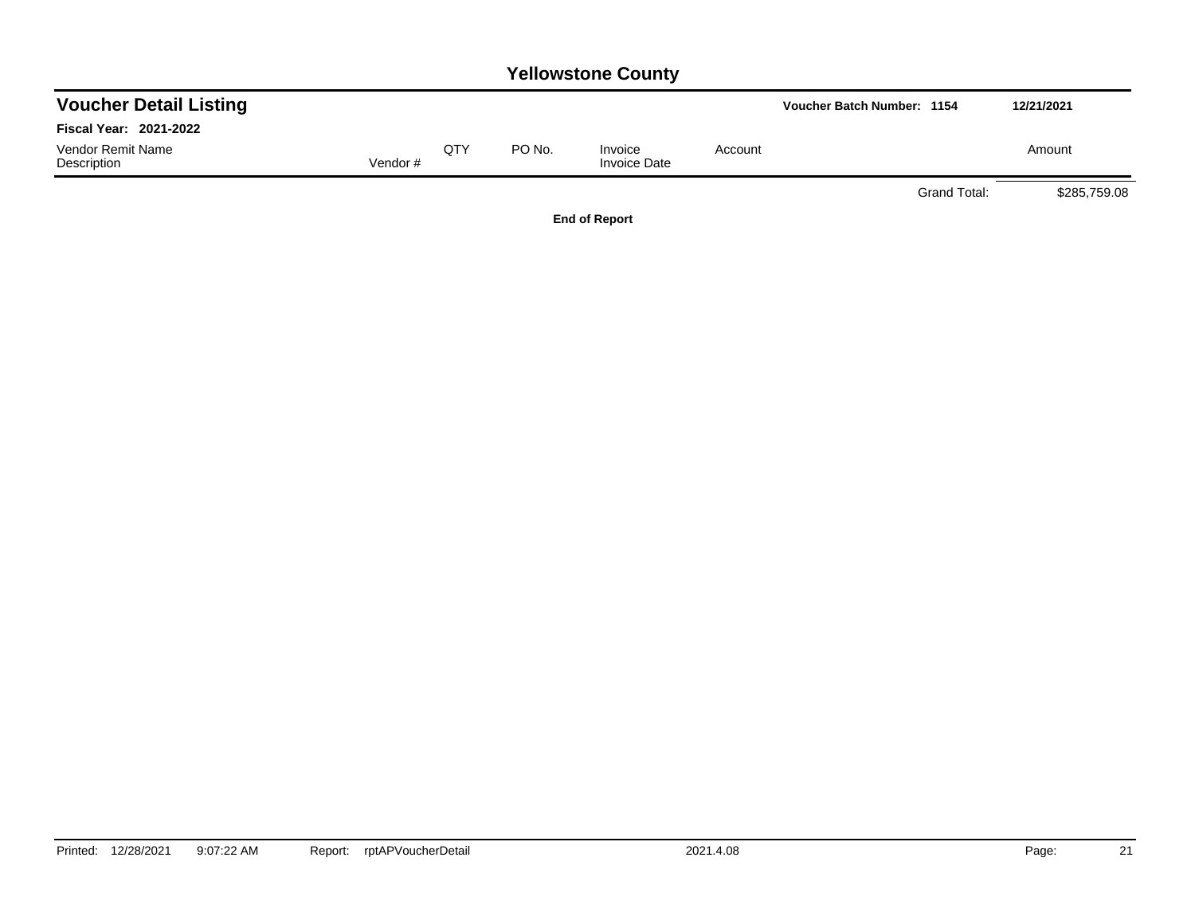# Yellowstone County

## Voucher Detail Listing

**Voucher Batch Number: 1154** **12/21/2021**

**Fiscal Year: 2021-2022**

| Vendor Remit Name<br>Description | Vendor # | QTY | PO No. | Invoice<br>Invoice Date | Account | Amount |
|---|---|---|---|---|---|---|
| | | | | | Grand Total: | $285,759.08 |

**End of Report**